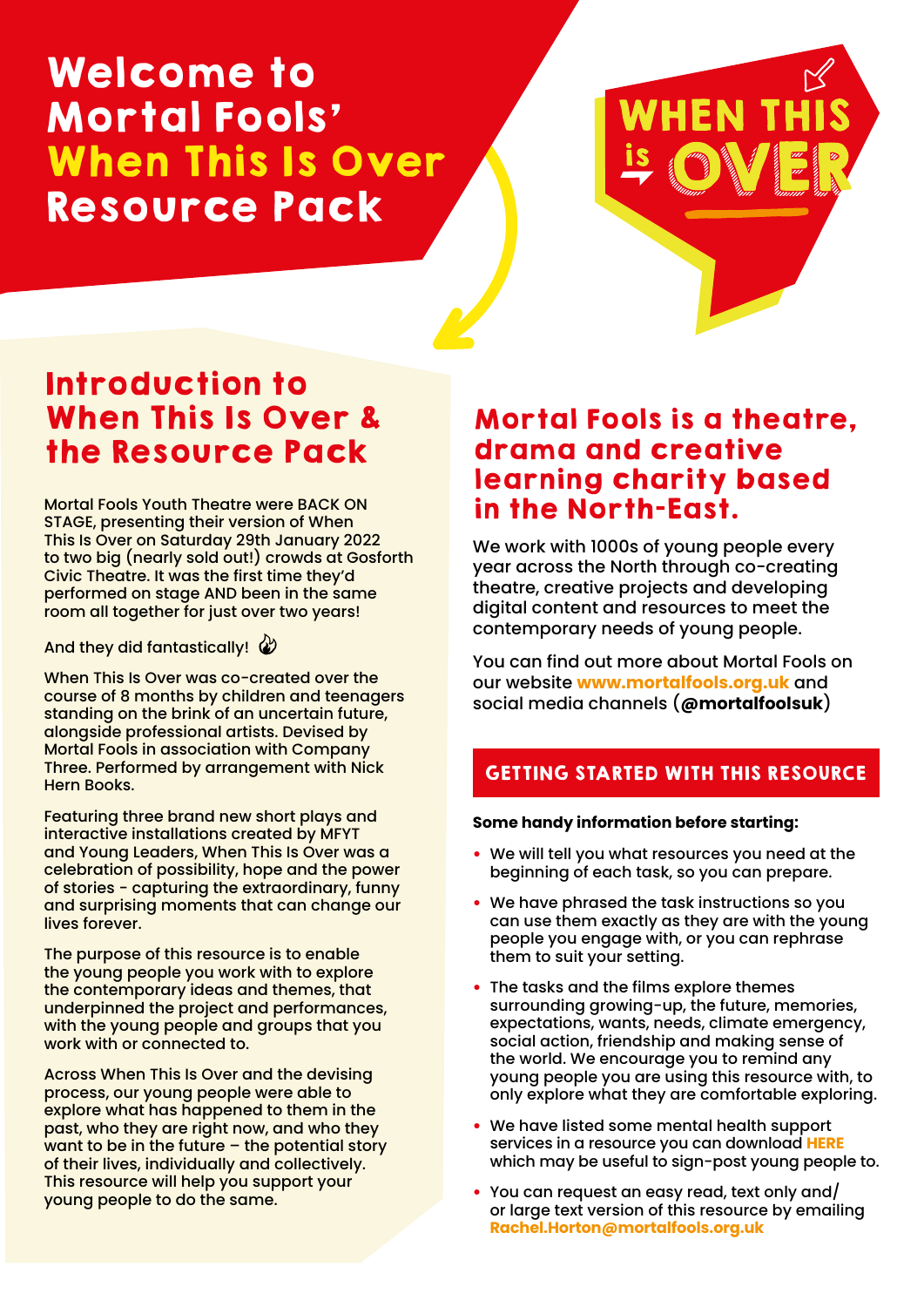# Welcome to Mortal Fools' When This Is Over Resource Pack

WHEN THIS is OVER

## Introduction to When This Is Over & the Resource Pack

Mortal Fools Youth Theatre were BACK ON STAGE, presenting their version of When This Is Over on Saturday 29th January 2022 to two big (nearly sold out!) crowds at Gosforth Civic Theatre. It was the first time they'd performed on stage AND been in the same room all together for just over two years!

And they did fantastically!

When This Is Over was co-created over the course of 8 months by children and teenagers standing on the brink of an uncertain future, alongside professional artists. Devised by Mortal Fools in association with Company Three. Performed by arrangement with Nick Hern Books.

Featuring three brand new short plays and interactive installations created by MFYT and Young Leaders, When This Is Over was a celebration of possibility, hope and the power of stories - capturing the extraordinary, funny and surprising moments that can change our lives forever.

The purpose of this resource is to enable the young people you work with to explore the contemporary ideas and themes, that underpinned the project and performances, with the young people and groups that you work with or connected to.

Across When This Is Over and the devising process, our young people were able to explore what has happened to them in the past, who they are right now, and who they want to be in the future – the potential story of their lives, individually and collectively. This resource will help you support your young people to do the same.

## Mortal Fools is a theatre, drama and creative learning charity based in the North-East.

We work with 1000s of young people every year across the North through co-creating theatre, creative projects and developing digital content and resources to meet the contemporary needs of young people.

You can find out more about Mortal Fools on our website **www.mortalfools.org.uk** and social media channels (**@mortalfoolsuk**)

### GETTING STARTED WITH THIS RESOURCE

**Some handy information before starting:**

- We will tell you what resources you need at the beginning of each task, so you can prepare.
- We have phrased the task instructions so you can use them exactly as they are with the young people you engage with, or you can rephrase them to suit your setting.
- The tasks and the films explore themes surrounding growing-up, the future, memories, expectations, wants, needs, climate emergency, social action, friendship and making sense of the world. We encourage you to remind any young people you are using this resource with, to only explore what they are comfortable exploring.
- We have listed some mental health support services in a resource you can download **HERE** which may be useful to sign-post young people to.
- You can request an easy read, text only and/or large text version of this resource by emailing **Rachel.Horton@mortalfools.org.uk**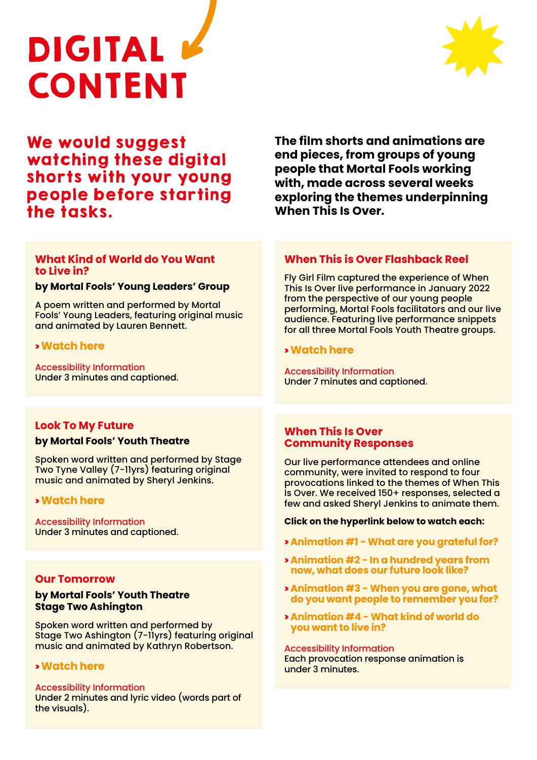# DIGITAL CONTENT

**We would suggest watching these digital shorts with your young people before starting the tasks.**

**The film shorts and animations are end pieces, from groups of young people that Mortal Fools working with, made across several weeks exploring the themes underpinning When This Is Over.**

## What Kind of World do You Want to Live in?

**by Mortal Fools' Young Leaders' Group**

A poem written and performed by Mortal Fools' Young Leaders, featuring original music and animated by Lauren Bennett.

› Watch here

Accessibility Information
Under 3 minutes and captioned.

## Look To My Future

**by Mortal Fools' Youth Theatre**

Spoken word written and performed by Stage Two Tyne Valley (7-11yrs) featuring original music and animated by Sheryl Jenkins.

› Watch here

Accessibility Information
Under 3 minutes and captioned.

## Our Tomorrow

**by Mortal Fools' Youth Theatre Stage Two Ashington**

Spoken word written and performed by Stage Two Ashington (7-11yrs) featuring original music and animated by Kathryn Robertson.

› Watch here

Accessibility Information
Under 2 minutes and lyric video (words part of the visuals).

## When This is Over Flashback Reel

Fly Girl Film captured the experience of When This Is Over live performance in January 2022 from the perspective of our young people performing, Mortal Fools facilitators and our live audience. Featuring live performance snippets for all three Mortal Fools Youth Theatre groups.

› Watch here

Accessibility Information
Under 7 minutes and captioned.

## When This Is Over Community Responses

Our live performance attendees and online community, were invited to respond to four provocations linked to the themes of When This Is Over. We received 150+ responses, selected a few and asked Sheryl Jenkins to animate them.

**Click on the hyperlink below to watch each:**

- › Animation #1 - What are you grateful for?
- › Animation #2 - In a hundred years from now, what does our future look like?
- › Animation #3 - When you are gone, what do you want people to remember you for?
- › Animation #4 - What kind of world do you want to live in?

Accessibility Information
Each provocation response animation is under 3 minutes.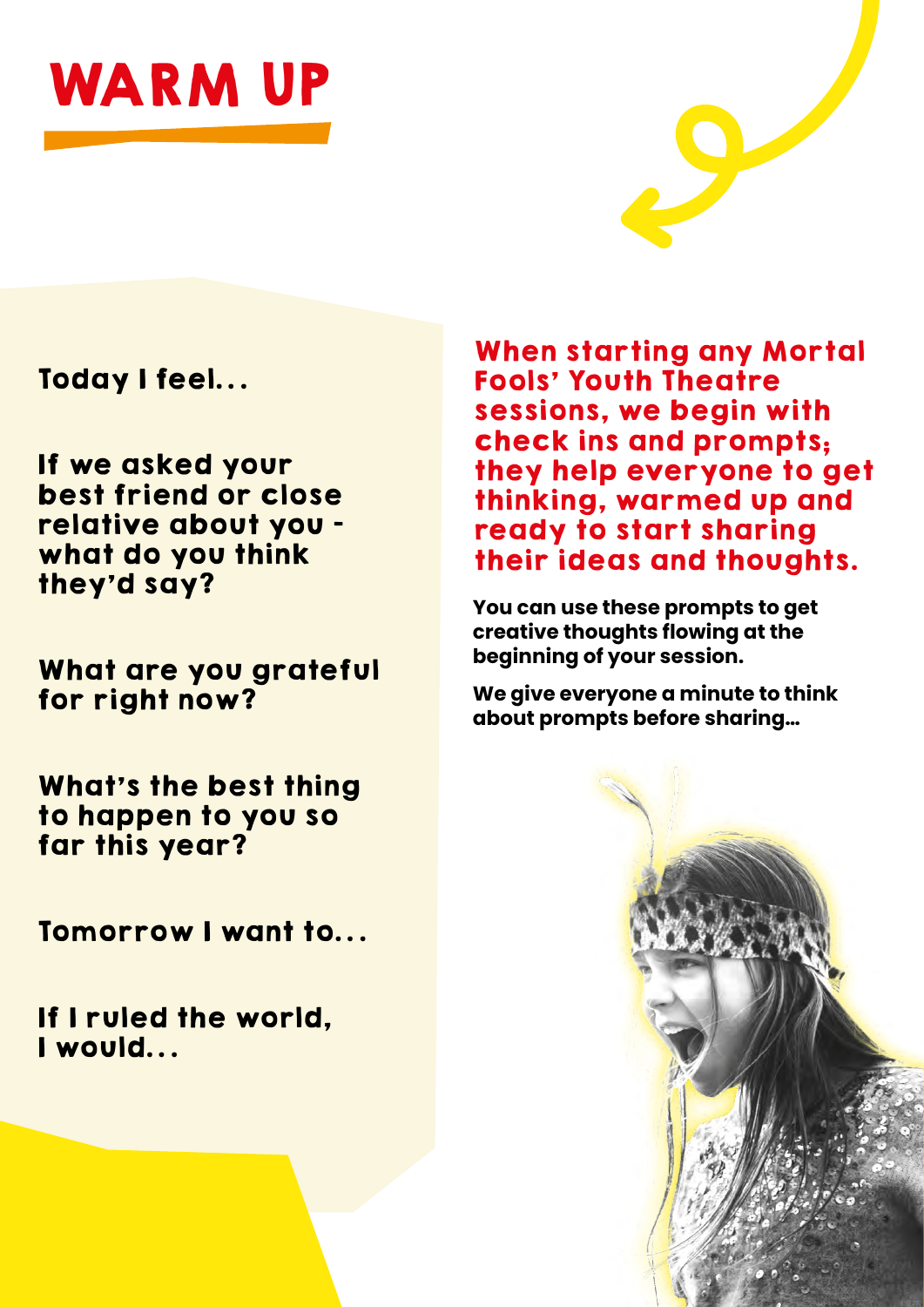# WARM UP

When starting any Mortal Fools' Youth Theatre sessions, we begin with check ins and prompts; they help everyone to get thinking, warmed up and ready to start sharing their ideas and thoughts.

**You can use these prompts to get creative thoughts flowing at the beginning of your session.**

**We give everyone a minute to think about prompts before sharing...**

**Today I feel...**

**If we asked your best friend or close relative about you - what do you think they'd say?**

**What are you grateful for right now?**

**What's the best thing to happen to you so far this year?**

**Tomorrow I want to...**

**If I ruled the world, I would...**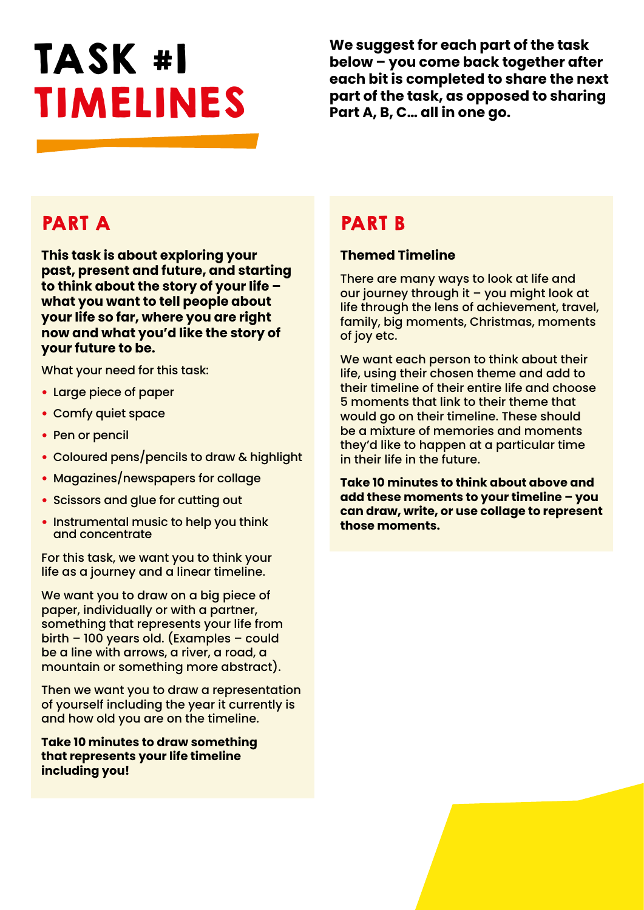# TASK #1 TIMELINES

**We suggest for each part of the task below – you come back together after each bit is completed to share the next part of the task, as opposed to sharing Part A, B, C… all in one go.**

## PART A

**This task is about exploring your past, present and future, and starting to think about the story of your life – what you want to tell people about your life so far, where you are right now and what you'd like the story of your future to be.**

What your need for this task:

- Large piece of paper
- Comfy quiet space
- Pen or pencil
- Coloured pens/pencils to draw & highlight
- Magazines/newspapers for collage
- Scissors and glue for cutting out
- Instrumental music to help you think and concentrate

For this task, we want you to think your life as a journey and a linear timeline.

We want you to draw on a big piece of paper, individually or with a partner, something that represents your life from birth – 100 years old. (Examples – could be a line with arrows, a river, a road, a mountain or something more abstract).

Then we want you to draw a representation of yourself including the year it currently is and how old you are on the timeline.

**Take 10 minutes to draw something that represents your life timeline including you!**

## PART B

**Themed Timeline**

There are many ways to look at life and our journey through it – you might look at life through the lens of achievement, travel, family, big moments, Christmas, moments of joy etc.

We want each person to think about their life, using their chosen theme and add to their timeline of their entire life and choose 5 moments that link to their theme that would go on their timeline. These should be a mixture of memories and moments they'd like to happen at a particular time in their life in the future.

**Take 10 minutes to think about above and add these moments to your timeline – you can draw, write, or use collage to represent those moments.**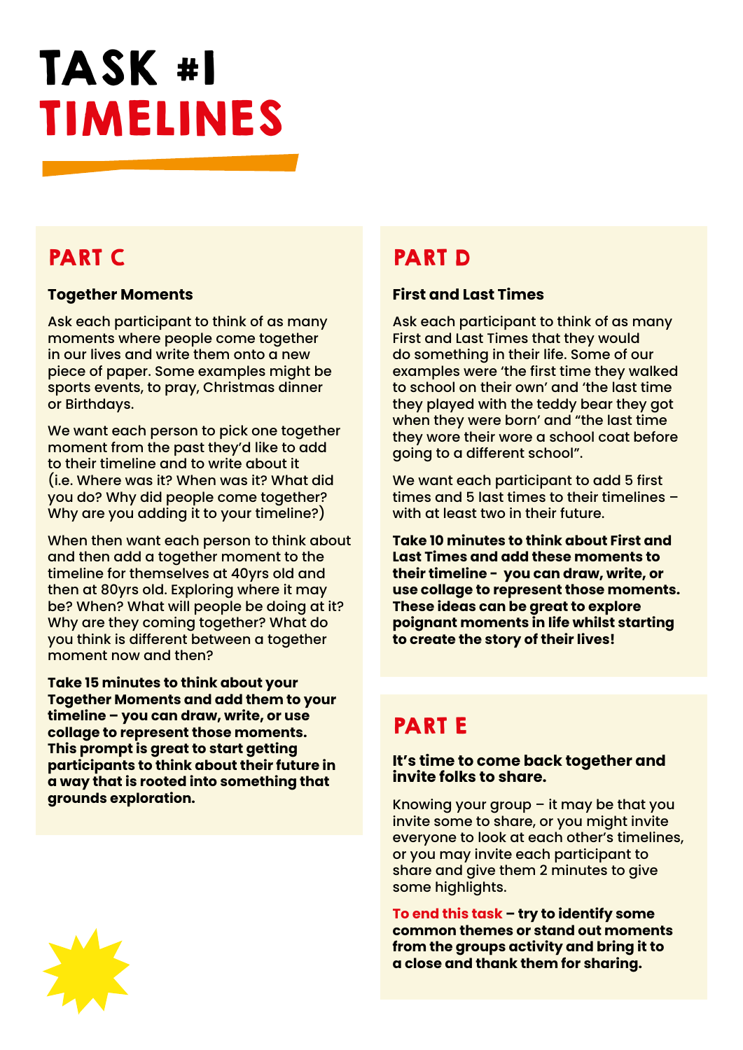# TASK #1
# TIMELINES

## PART C

**Together Moments**

Ask each participant to think of as many moments where people come together in our lives and write them onto a new piece of paper. Some examples might be sports events, to pray, Christmas dinner or Birthdays.

We want each person to pick one together moment from the past they'd like to add to their timeline and to write about it (i.e. Where was it? When was it? What did you do? Why did people come together? Why are you adding it to your timeline?)

When then want each person to think about and then add a together moment to the timeline for themselves at 40yrs old and then at 80yrs old. Exploring where it may be? When? What will people be doing at it? Why are they coming together? What do you think is different between a together moment now and then?

**Take 15 minutes to think about your Together Moments and add them to your timeline – you can draw, write, or use collage to represent those moments. This prompt is great to start getting participants to think about their future in a way that is rooted into something that grounds exploration.**

## PART D

**First and Last Times**

Ask each participant to think of as many First and Last Times that they would do something in their life. Some of our examples were 'the first time they walked to school on their own' and 'the last time they played with the teddy bear they got when they were born' and "the last time they wore their wore a school coat before going to a different school".

We want each participant to add 5 first times and 5 last times to their timelines – with at least two in their future.

**Take 10 minutes to think about First and Last Times and add these moments to their timeline - you can draw, write, or use collage to represent those moments. These ideas can be great to explore poignant moments in life whilst starting to create the story of their lives!**

## PART E

**It's time to come back together and invite folks to share.**

Knowing your group – it may be that you invite some to share, or you might invite everyone to look at each other's timelines, or you may invite each participant to share and give them 2 minutes to give some highlights.

**To end this task – try to identify some common themes or stand out moments from the groups activity and bring it to a close and thank them for sharing.**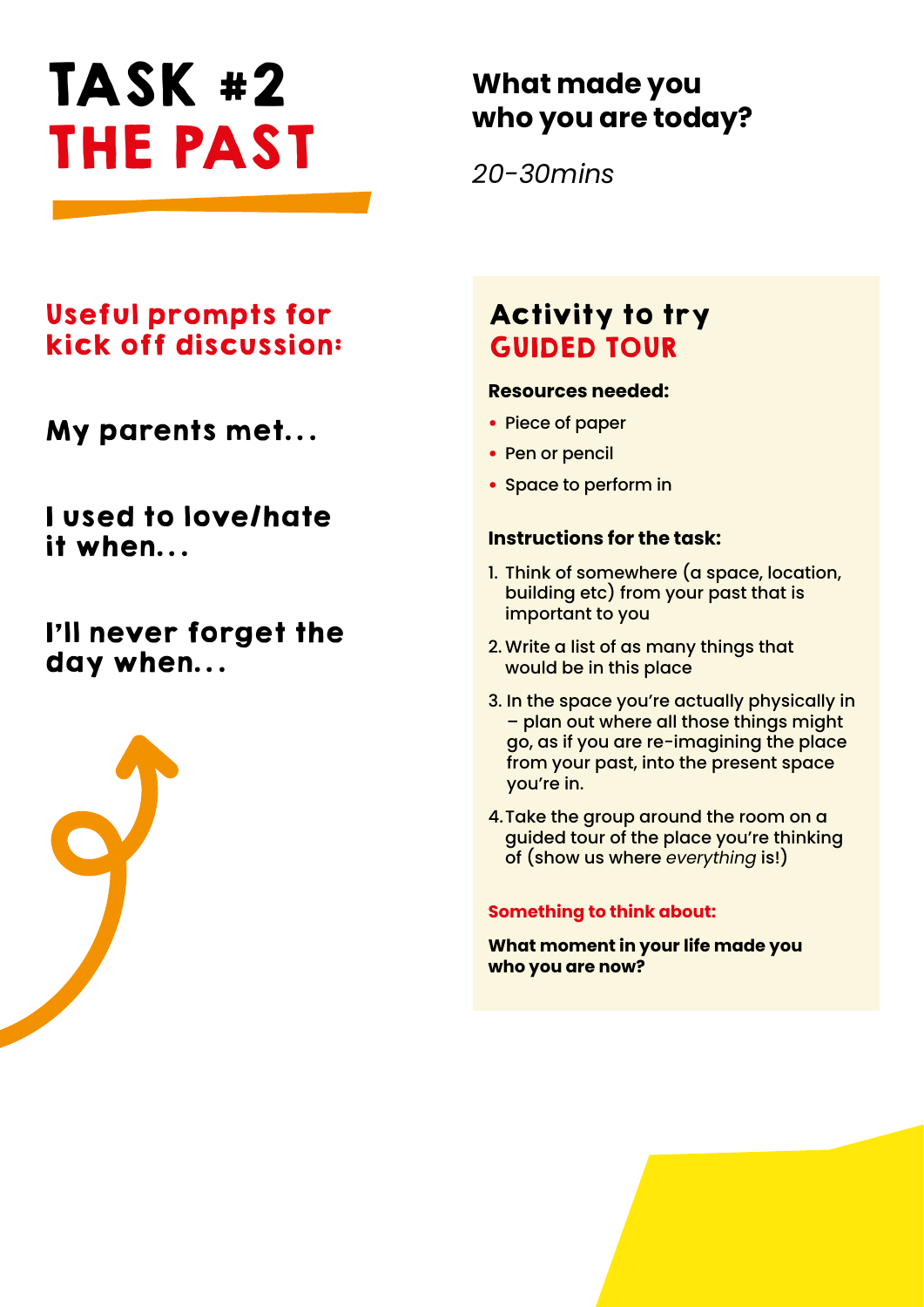# TASK #2
# THE PAST

## What made you who you are today?

*20-30mins*

### Useful prompts for kick off discussion:

**My parents met...**

**I used to love/hate it when...**

**I'll never forget the day when...**

### Activity to try
### GUIDED TOUR

**Resources needed:**

- Piece of paper
- Pen or pencil
- Space to perform in

**Instructions for the task:**

1. Think of somewhere (a space, location, building etc) from your past that is important to you
2. Write a list of as many things that would be in this place
3. In the space you're actually physically in – plan out where all those things might go, as if you are re-imagining the place from your past, into the present space you're in.
4. Take the group around the room on a guided tour of the place you're thinking of (show us where *everything* is!)

**Something to think about:**

**What moment in your life made you who you are now?**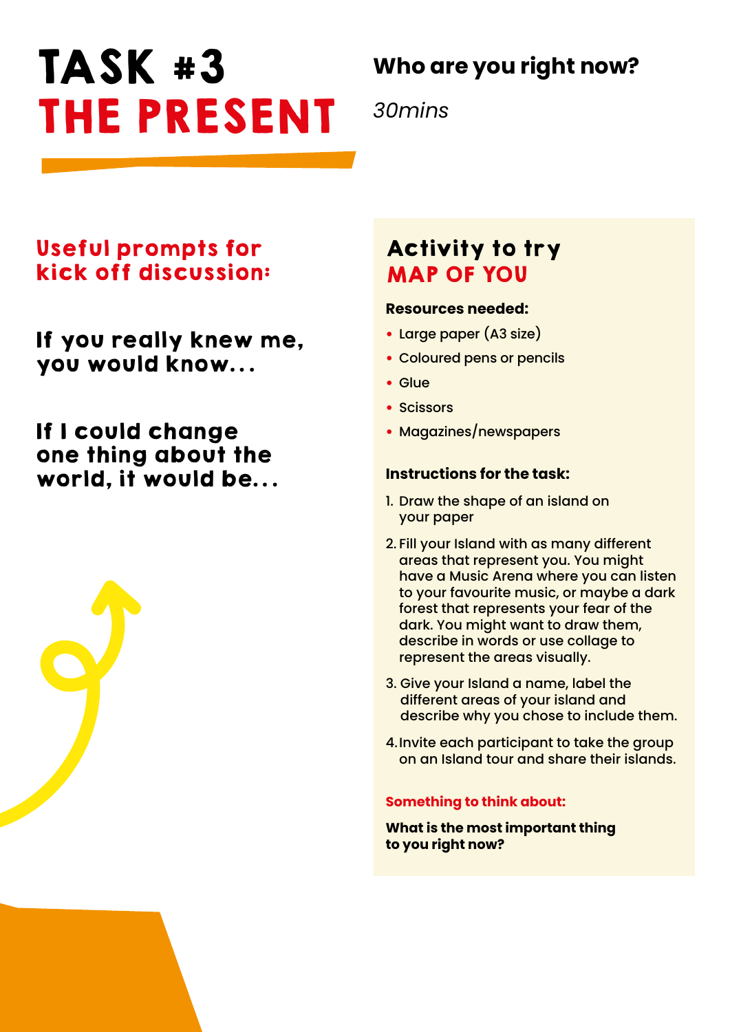# TASK #3
# THE PRESENT

## Who are you right now?

*30mins*

### Useful prompts for kick off discussion:

**If you really knew me, you would know...**

**If I could change one thing about the world, it would be...**

### Activity to try
### MAP OF YOU

**Resources needed:**

- Large paper (A3 size)
- Coloured pens or pencils
- Glue
- Scissors
- Magazines/newspapers

**Instructions for the task:**

1. Draw the shape of an island on your paper
2. Fill your Island with as many different areas that represent you. You might have a Music Arena where you can listen to your favourite music, or maybe a dark forest that represents your fear of the dark. You might want to draw them, describe in words or use collage to represent the areas visually.
3. Give your Island a name, label the different areas of your island and describe why you chose to include them.
4. Invite each participant to take the group on an Island tour and share their islands.

**Something to think about:**

**What is the most important thing to you right now?**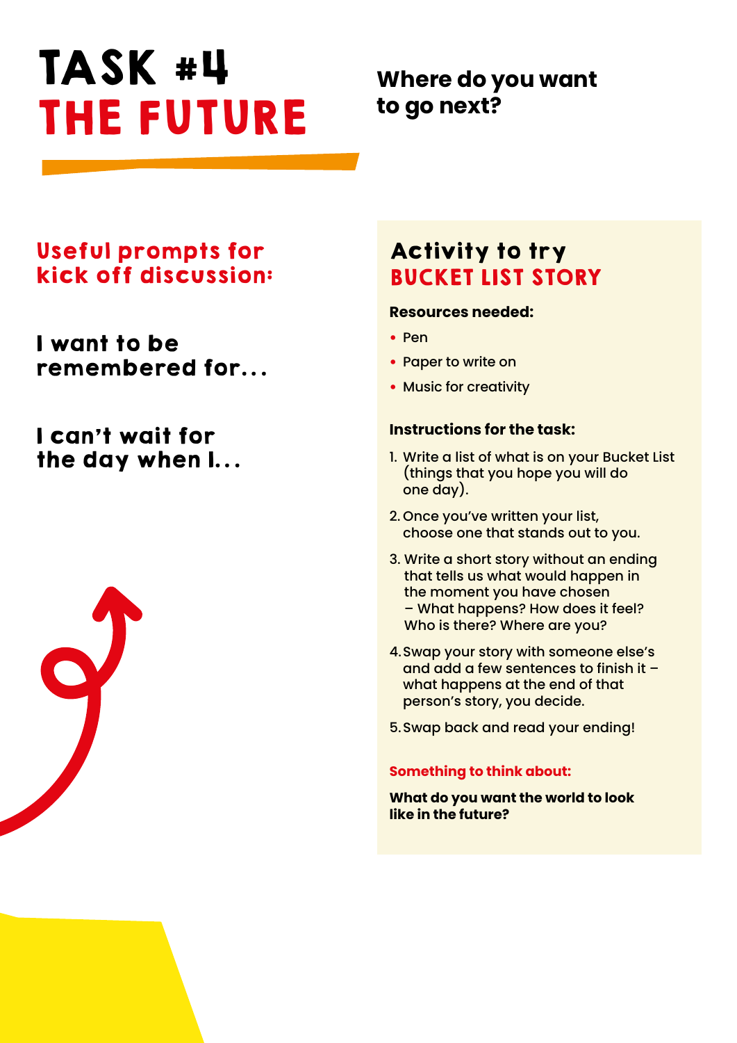# TASK #4
# THE FUTURE

**Where do you want to go next?**

## Useful prompts for kick off discussion:

**I want to be remembered for...**

**I can't wait for the day when I...**

## Activity to try
## BUCKET LIST STORY

**Resources needed:**

- Pen
- Paper to write on
- Music for creativity

**Instructions for the task:**

1. Write a list of what is on your Bucket List (things that you hope you will do one day).
2. Once you've written your list, choose one that stands out to you.
3. Write a short story without an ending that tells us what would happen in the moment you have chosen – What happens? How does it feel? Who is there? Where are you?
4. Swap your story with someone else's and add a few sentences to finish it – what happens at the end of that person's story, you decide.
5. Swap back and read your ending!

**Something to think about:**

**What do you want the world to look like in the future?**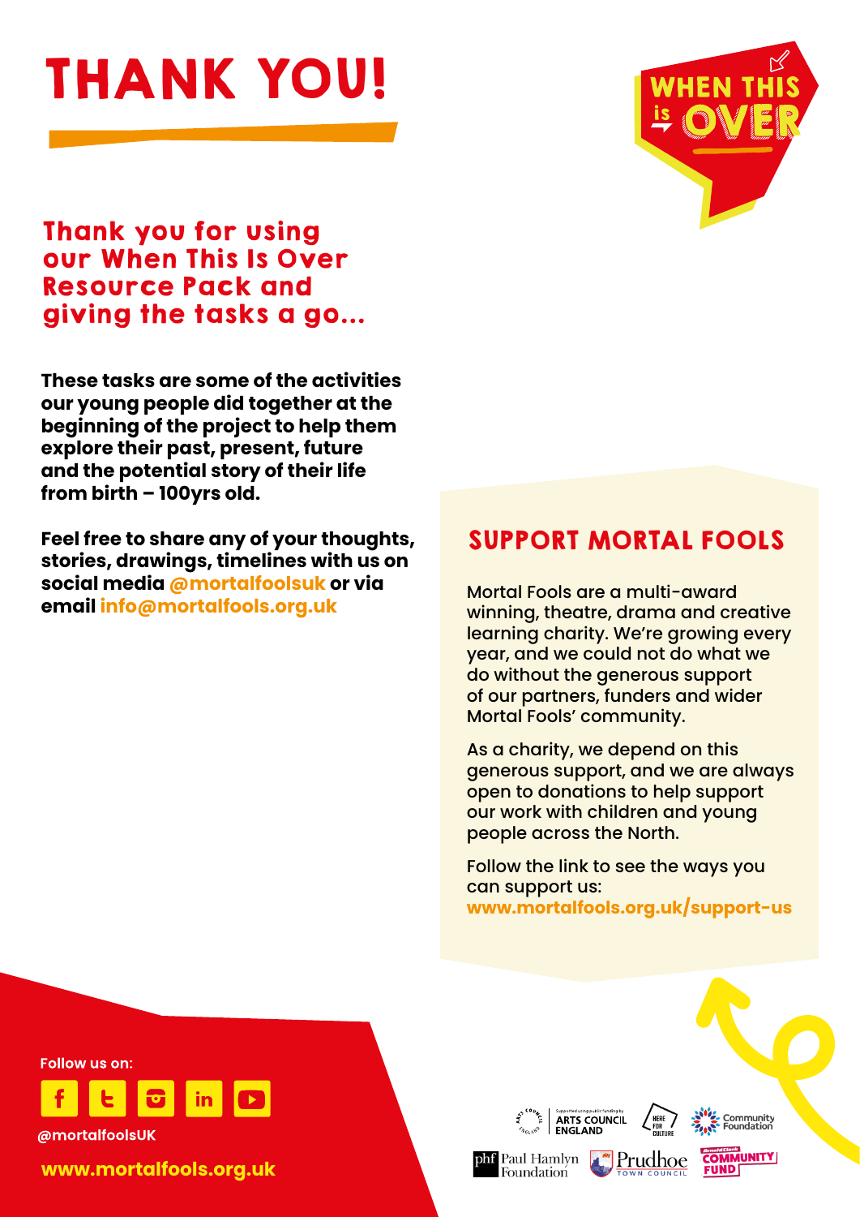# THANK YOU!

WHEN THIS is OVER

## Thank you for using our When This Is Over Resource Pack and giving the tasks a go...

**These tasks are some of the activities our young people did together at the beginning of the project to help them explore their past, present, future and the potential story of their life from birth – 100yrs old.**

**Feel free to share any of your thoughts, stories, drawings, timelines with us on social media @mortalfoolsuk or via email info@mortalfools.org.uk**

## SUPPORT MORTAL FOOLS

Mortal Fools are a multi-award winning, theatre, drama and creative learning charity. We're growing every year, and we could not do what we do without the generous support of our partners, funders and wider Mortal Fools' community.

As a charity, we depend on this generous support, and we are always open to donations to help support our work with children and young people across the North.

Follow the link to see the ways you can support us: **www.mortalfools.org.uk/support-us**

**Follow us on:**

@mortalfoolsUK

**www.mortalfools.org.uk**

Supported using public funding by ARTS COUNCIL ENGLAND

HERE FOR CULTURE

Community Foundation

phf Paul Hamlyn Foundation

Prudhoe Town Council

Arnold Clark Community Fund